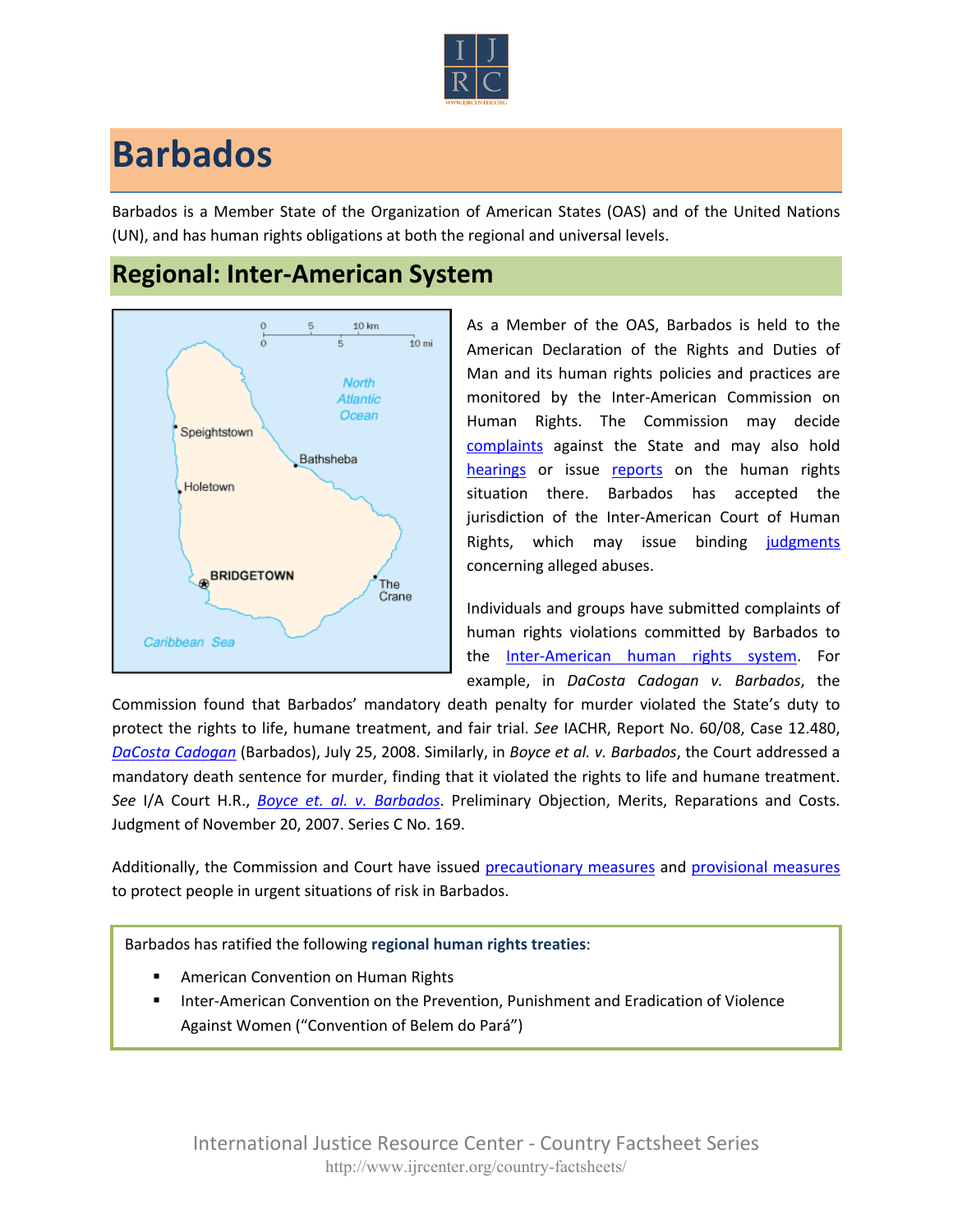# Barbados

Barbados is a Member State of the Organization of American States (OAS) and of the United Nations (UN), and has human rights obligations at both the regional and universal levels.

## Regional: Inter-American System

As a Member of the OAS, Barbados is held to the American Declaration of the Rights and Duties of Man and its human rights policies and practices are monitored by the Inter-American Commission on Human Rights. The Commission may decide complaints against the State and may also hold hearings or issue reports on the human rights situation there. Barbados has accepted the jurisdiction of the Inter-American Court of Human Rights, which may issue binding judgments concerning alleged abuses.

Individuals and groups have submitted complaints of human rights violations committed by Barbados to the Inter-American human rights system. For example, in *DaCosta Cadogan v. Barbados*, the Commission found that Barbados' mandatory death penalty for murder violated the State's duty to protect the rights to life, humane treatment, and fair trial. *See* IACHR, Report No. 60/08, Case 12.480, *DaCosta Cadogan* (Barbados), July 25, 2008. Similarly, in *Boyce et al. v. Barbados*, the Court addressed a mandatory death sentence for murder, finding that it violated the rights to life and humane treatment. *See* I/A Court H.R., *Boyce et. al. v. Barbados*. Preliminary Objection, Merits, Reparations and Costs. Judgment of November 20, 2007. Series C No. 169.

Additionally, the Commission and Court have issued precautionary measures and provisional measures to protect people in urgent situations of risk in Barbados.

Barbados has ratified the following **regional human rights treaties**:

- American Convention on Human Rights
- Inter-American Convention on the Prevention, Punishment and Eradication of Violence Against Women ("Convention of Belem do Pará")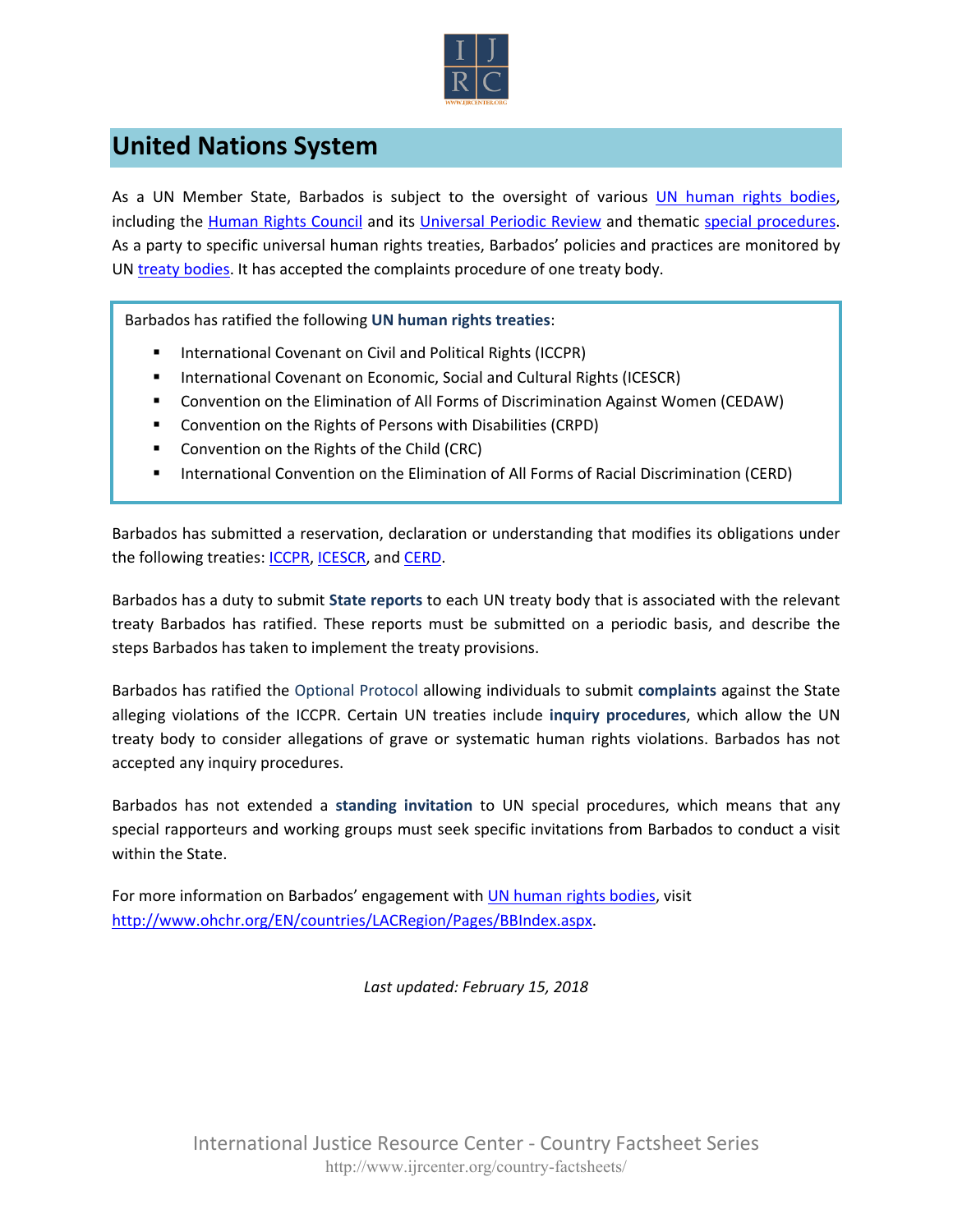## United Nations System

As a UN Member State, Barbados is subject to the oversight of various UN human rights bodies, including the Human Rights Council and its Universal Periodic Review and thematic special procedures. As a party to specific universal human rights treaties, Barbados' policies and practices are monitored by UN treaty bodies. It has accepted the complaints procedure of one treaty body.

Barbados has ratified the following **UN human rights treaties**:

- International Covenant on Civil and Political Rights (ICCPR)
- International Covenant on Economic, Social and Cultural Rights (ICESCR)
- Convention on the Elimination of All Forms of Discrimination Against Women (CEDAW)
- Convention on the Rights of Persons with Disabilities (CRPD)
- Convention on the Rights of the Child (CRC)
- International Convention on the Elimination of All Forms of Racial Discrimination (CERD)

Barbados has submitted a reservation, declaration or understanding that modifies its obligations under the following treaties: ICCPR, ICESCR, and CERD.

Barbados has a duty to submit **State reports** to each UN treaty body that is associated with the relevant treaty Barbados has ratified. These reports must be submitted on a periodic basis, and describe the steps Barbados has taken to implement the treaty provisions.

Barbados has ratified the Optional Protocol allowing individuals to submit **complaints** against the State alleging violations of the ICCPR. Certain UN treaties include **inquiry procedures**, which allow the UN treaty body to consider allegations of grave or systematic human rights violations. Barbados has not accepted any inquiry procedures.

Barbados has not extended a **standing invitation** to UN special procedures, which means that any special rapporteurs and working groups must seek specific invitations from Barbados to conduct a visit within the State.

For more information on Barbados' engagement with UN human rights bodies, visit http://www.ohchr.org/EN/countries/LACRegion/Pages/BBIndex.aspx.

*Last updated: February 15, 2018*